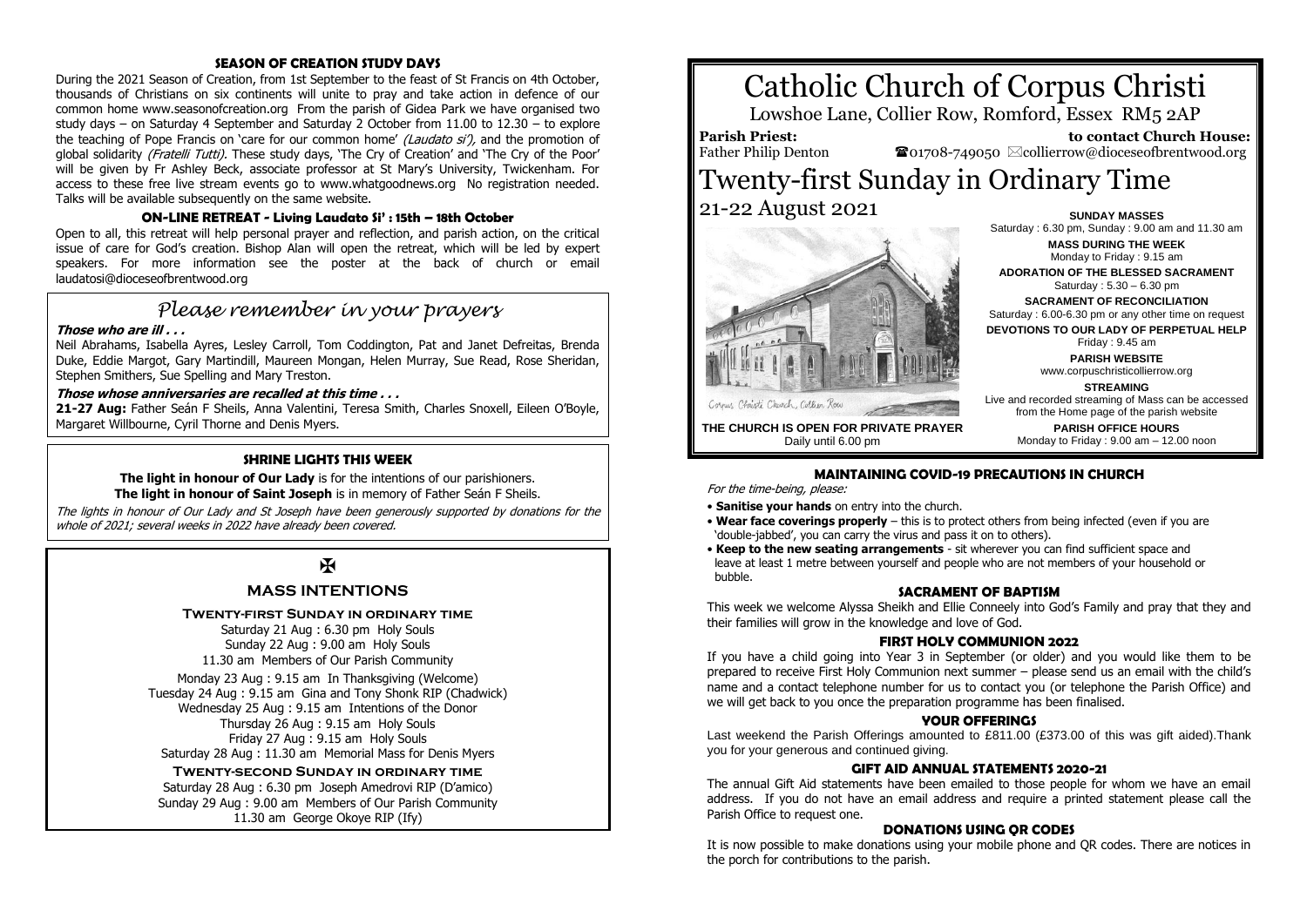### SEASON OF CREATION STUDY DAYS

During the 2021 Season of Creation, from 1st September to the feast of St Francis on 4th October, thousands of Christians on six continents will unite to pray and take action in defence of our common home www.seasonofcreation.org From the parish of Gidea Park we have organised two study days – on Saturday 4 September and Saturday 2 October from 11.00 to 12.30 – to explore the teaching of Pope Francis on 'care for our common home' *(Laudato si')*, and the promotion of global solidarity *(Fratelli Tutti)*. These study days, 'The Cry of Creation' and 'The Cry of the Poor' will be given by Fr Ashley Beck, associate professor at St Mary's University, Twickenham. For access to these free live stream events go to www.whatgoodnews.org No registration needed. Talks will be available subsequently on the same website.

### ON-LINE RETREAT - Living Laudato Si' : 15th – 18th October

Open to all, this retreat will help personal prayer and reflection, and parish action, on the critical issue of care for God's creation. Bishop Alan will open the retreat, which will be led by expert speakers. For more information see the poster at the back of church or email laudatosi@dioceseofbrentwood.org

## *Please remember in your prayers*

***Those who are ill . . .***

Neil Abrahams, Isabella Ayres, Lesley Carroll, Tom Coddington, Pat and Janet Defreitas, Brenda Duke, Eddie Margot, Gary Martindill, Maureen Mongan, Helen Murray, Sue Read, Rose Sheridan, Stephen Smithers, Sue Spelling and Mary Treston.

***Those whose anniversaries are recalled at this time . . .***

**21-27 Aug:** Father Seán F Sheils, Anna Valentini, Teresa Smith, Charles Snoxell, Eileen O'Boyle, Margaret Willbourne, Cyril Thorne and Denis Myers.

### SHRINE LIGHTS THIS WEEK

**The light in honour of Our Lady** is for the intentions of our parishioners.
**The light in honour of Saint Joseph** is in memory of Father Seán F Sheils.

*The lights in honour of Our Lady and St Joseph have been generously supported by donations for the whole of 2021; several weeks in 2022 have already been covered.*

✠

### MASS INTENTIONS

**Twenty-first Sunday in ordinary time**

Saturday 21 Aug : 6.30 pm Holy Souls
Sunday 22 Aug : 9.00 am Holy Souls
11.30 am Members of Our Parish Community

Monday 23 Aug : 9.15 am In Thanksgiving (Welcome)
Tuesday 24 Aug : 9.15 am Gina and Tony Shonk RIP (Chadwick)
Wednesday 25 Aug : 9.15 am Intentions of the Donor
Thursday 26 Aug : 9.15 am Holy Souls
Friday 27 Aug : 9.15 am Holy Souls
Saturday 28 Aug : 11.30 am Memorial Mass for Denis Myers

**Twenty-second Sunday in ordinary time**

Saturday 28 Aug : 6.30 pm Joseph Amedrovi RIP (D'amico)
Sunday 29 Aug : 9.00 am Members of Our Parish Community
11.30 am George Okoye RIP (Ify)

# Catholic Church of Corpus Christi

Lowshoe Lane, Collier Row, Romford, Essex RM5 2AP

**Parish Priest:** Father Philip Denton

**to contact Church House:** ☎01708-749050 ✉collierrow@dioceseofbrentwood.org

# Twenty-first Sunday in Ordinary Time

21-22 August 2021

Corpus Christi Church, Collier Row

**THE CHURCH IS OPEN FOR PRIVATE PRAYER**
Daily until 6.00 pm

**SUNDAY MASSES**
Saturday : 6.30 pm, Sunday : 9.00 am and 11.30 am

**MASS DURING THE WEEK**
Monday to Friday : 9.15 am

**ADORATION OF THE BLESSED SACRAMENT**
Saturday : 5.30 – 6.30 pm

**SACRAMENT OF RECONCILIATION**
Saturday : 6.00-6.30 pm or any other time on request

**DEVOTIONS TO OUR LADY OF PERPETUAL HELP**
Friday : 9.45 am

**PARISH WEBSITE**
www.corpuschristicollierrow.org

**STREAMING**
Live and recorded streaming of Mass can be accessed from the Home page of the parish website

**PARISH OFFICE HOURS**
Monday to Friday : 9.00 am – 12.00 noon

### MAINTAINING COVID-19 PRECAUTIONS IN CHURCH

*For the time-being, please:*

- **Sanitise your hands** on entry into the church.
- **Wear face coverings properly** – this is to protect others from being infected (even if you are 'double-jabbed', you can carry the virus and pass it on to others).
- **Keep to the new seating arrangements** - sit wherever you can find sufficient space and leave at least 1 metre between yourself and people who are not members of your household or bubble.

### SACRAMENT OF BAPTISM

This week we welcome Alyssa Sheikh and Ellie Conneely into God's Family and pray that they and their families will grow in the knowledge and love of God.

### FIRST HOLY COMMUNION 2022

If you have a child going into Year 3 in September (or older) and you would like them to be prepared to receive First Holy Communion next summer – please send us an email with the child's name and a contact telephone number for us to contact you (or telephone the Parish Office) and we will get back to you once the preparation programme has been finalised.

### YOUR OFFERINGS

Last weekend the Parish Offerings amounted to £811.00 (£373.00 of this was gift aided).Thank you for your generous and continued giving.

### GIFT AID ANNUAL STATEMENTS 2020-21

The annual Gift Aid statements have been emailed to those people for whom we have an email address. If you do not have an email address and require a printed statement please call the Parish Office to request one.

### DONATIONS USING QR CODES

It is now possible to make donations using your mobile phone and QR codes. There are notices in the porch for contributions to the parish.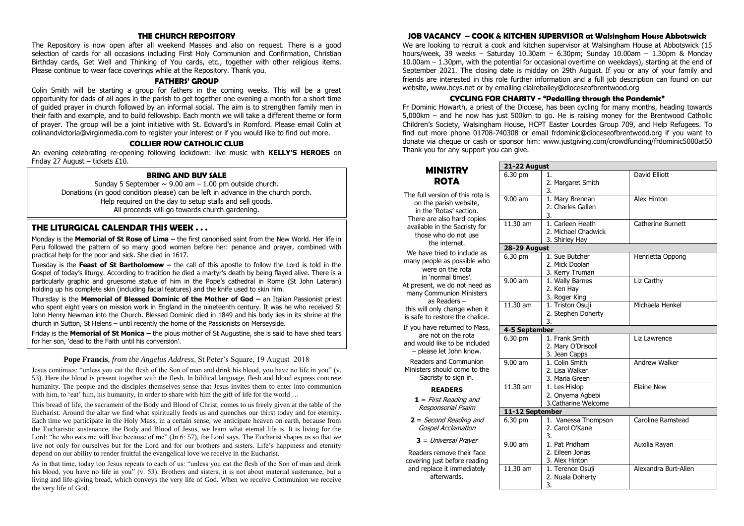## THE CHURCH REPOSITORY

The Repository is now open after all weekend Masses and also on request. There is a good selection of cards for all occasions including First Holy Communion and Confirmation, Christian Birthday cards, Get Well and Thinking of You cards, etc., together with other religious items. Please continue to wear face coverings while at the Repository. Thank you.

## FATHERS' GROUP

Colin Smith will be starting a group for fathers in the coming weeks. This will be a great opportunity for dads of all ages in the parish to get together one evening a month for a short time of guided prayer in church followed by an informal social. The aim is to strengthen family men in their faith and example, and to build fellowship. Each month we will take a different theme or form of prayer. The group will be a joint initiative with St. Edward's in Romford. Please email Colin at colinandvictoria@virginmedia.com to register your interest or if you would like to find out more.

## COLLIER ROW CATHOLIC CLUB

An evening celebrating re-opening following lockdown: live music with **KELLY'S HEROES** on Friday 27 August – tickets £10.

## BRING AND BUY SALE

Sunday 5 September ~ 9.00 am – 1.00 pm outside church.
Donations (in good condition please) can be left in advance in the church porch.
Help required on the day to setup stalls and sell goods.
All proceeds will go towards church gardening.

## THE LITURGICAL CALENDAR THIS WEEK . . .

Monday is the **Memorial of St Rose of Lima –** the first canonised saint from the New World. Her life in Peru followed the pattern of so many good women before her: penance and prayer, combined with practical help for the poor and sick. She died in 1617.

Tuesday is the **Feast of St Bartholomew –** the call of this apostle to follow the Lord is told in the Gospel of today's liturgy. According to tradition he died a martyr's death by being flayed alive. There is a particularly graphic and gruesome statue of him in the Pope's cathedral in Rome (St John Lateran) holding up his complete skin (including facial features) and the knife used to skin him.

Thursday is the **Memorial of Blessed Dominic of the Mother of God –** an Italian Passionist priest who spent eight years on mission work in England in the nineteenth century. It was he who received St John Henry Newman into the Church. Blessed Dominic died in 1849 and his body lies in its shrine at the church in Sutton, St Helens – until recently the home of the Passionists on Merseyside.

Friday is the **Memorial of St Monica –** the pious mother of St Augustine, she is said to have shed tears for her son, 'dead to the Faith until his conversion'.

**Pope Francis**, *from the Angelus Address*, St Peter's Square, 19 August 2018

Jesus continues: "unless you eat the flesh of the Son of man and drink his blood, you have no life in you" (v. 53). Here the blood is present together with the flesh. In biblical language, flesh and blood express concrete humanity. The people and the disciples themselves sense that Jesus invites them to enter into communion with him, to 'eat' him, his humanity, in order to share with him the gift of life for the world …

This bread of life, the sacrament of the Body and Blood of Christ, comes to us freely given at the table of the Eucharist. Around the altar we find what spiritually feeds us and quenches our thirst today and for eternity. Each time we participate in the Holy Mass, in a certain sense, we anticipate heaven on earth, because from the Eucharistic sustenance, the Body and Blood of Jesus, we learn what eternal life is. It is living for the Lord: "he who eats me will live because of me" (Jn 6: 57), the Lord says. The Eucharist shapes us so that we live not only for ourselves but for the Lord and for our brothers and sisters. Life's happiness and eternity depend on our ability to render fruitful the evangelical love we receive in the Eucharist.

As in that time, today too Jesus repeats to each of us: "unless you eat the flesh of the Son of man and drink his blood, you have no life in you" (v. 53). Brothers and sisters, it is not about material sustenance, but a living and life-giving bread, which conveys the very life of God. When we receive Communion we receive the very life of God.

## JOB VACANCY – COOK & KITCHEN SUPERVISOR at Walsingham House Abbotswick

We are looking to recruit a cook and kitchen supervisor at Walsingham House at Abbotswick (15 hours/week, 39 weeks – Saturday 10.30am – 6.30pm; Sunday 10.00am – 1.30pm & Monday 10.00am – 1.30pm, with the potential for occasional overtime on weekdays), starting at the end of September 2021. The closing date is midday on 29th August. If you or any of your family and friends are interested in this role further information and a full job description can found on our website, www.bcys.net or by emailing clairebailey@dioceseofbrentwood.org

## CYCLING FOR CHARITY - "Pedalling through the Pandemic"

Fr Dominic Howarth, a priest of the Diocese, has been cycling for many months, heading towards 5,000km – and he now has just 500km to go. He is raising money for the Brentwood Catholic Children's Society, Walsingham House, HCPT Easter Lourdes Group 709, and Help Refugees. To find out more phone 01708-740308 or email frdominic@dioceseofbrentwood.org if you want to donate via cheque or cash or sponsor him: www.justgiving.com/crowdfunding/frdominic5000at50 Thank you for any support you can give.

## MINISTRY ROTA

The full version of this rota is on the parish website, in the 'Rotas' section. There are also hard copies available in the Sacristy for those who do not use the internet.

We have tried to include as many people as possible who were on the rota in 'normal times'. At present, we do not need as many Communion Ministers as Readers – this will only change when it is safe to restore the chalice.

If you have returned to Mass, are not on the rota and would like to be included – please let John know.

Readers and Communion Ministers should come to the Sacristy to sign in.

### READERS

**1** = *First Reading and Responsorial Psalm*

**2** = *Second Reading and Gospel Acclamation*

**3** = *Universal Prayer*

Readers remove their face covering just before reading and replace it immediately afterwards.

| | | |
|---|---|---|
| **21-22 August** | | |
| 6.30 pm | 1.<br>2. Margaret Smith<br>3. | David Elliott |
| 9.00 am | 1. Mary Brennan<br>2. Charles Gallen<br>3. | Alex Hinton |
| 11.30 am | 1. Carleen Heath<br>2. Michael Chadwick<br>3. Shirley Hay | Catherine Burnett |
| **28-29 August** | | |
| 6.30 pm | 1. Sue Butcher<br>2. Mick Doolan<br>3. Kerry Truman | Henrietta Oppong |
| 9.00 am | 1. Wally Barnes<br>2. Ken Hay<br>3. Roger King | Liz Carthy |
| 11.30 am | 1. Triston Osuji<br>2. Stephen Doherty<br>3. | Michaela Henkel |
| **4-5 September** | | |
| 6.30 pm | 1. Frank Smith<br>2. Mary O'Driscoll<br>3. Jean Capps | Liz Lawrence |
| 9.00 am | 1. Colin Smith<br>2. Lisa Walker<br>3. Maria Green | Andrew Walker |
| 11.30 am | 1. Les Hislop<br>2. Onyema Agbebi<br>3.Catharine Welcome | Elaine New |
| **11-12 September** | | |
| 6.30 pm | 1. Vanessa Thompson<br>2. Carol O'Kane<br>3. | Caroline Ramstead |
| 9.00 am | 1. Pat Pridham<br>2. Eileen Jonas<br>3. Alex Hinton | Auxilia Rayan |
| 11.30 am | 1. Terence Osuji<br>2. Nuala Doherty<br>3. | Alexandra Burt-Allen |